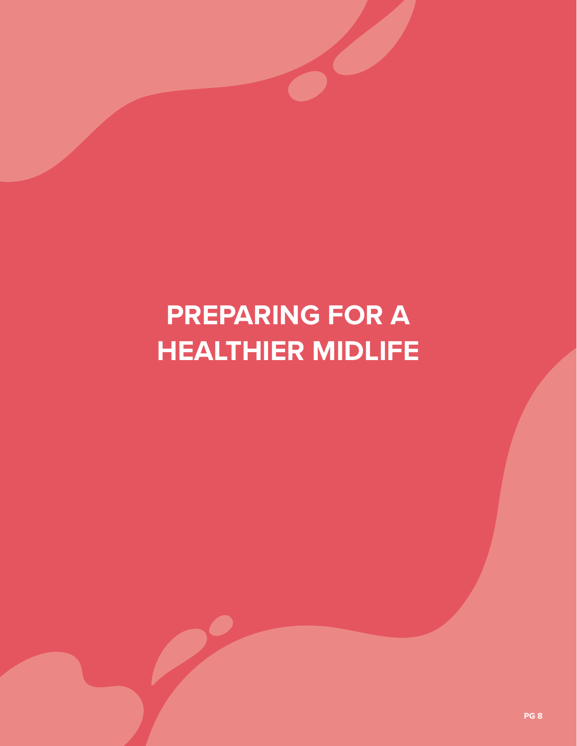# PREPARING FOR A HEALTHIER MIDLIFE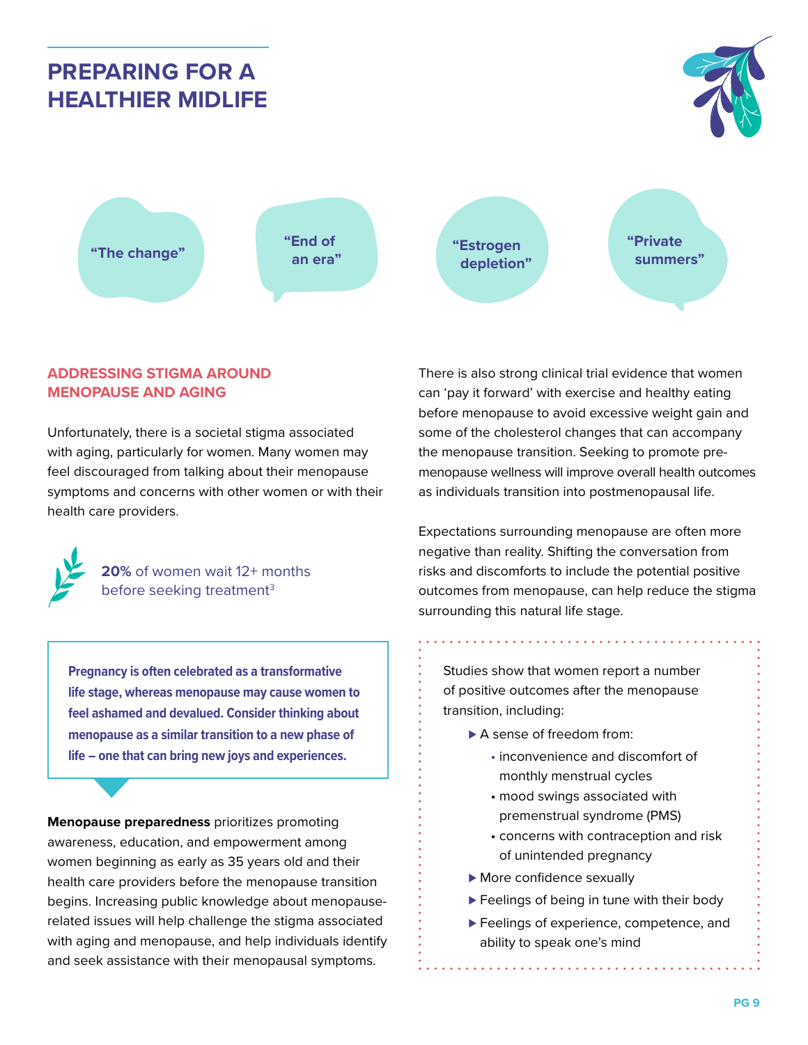# PREPARING FOR A HEALTHIER MIDLIFE

"The change"

"End of an era"

"Estrogen depletion"

"Private summers"

## ADDRESSING STIGMA AROUND MENOPAUSE AND AGING

Unfortunately, there is a societal stigma associated with aging, particularly for women. Many women may feel discouraged from talking about their menopause symptoms and concerns with other women or with their health care providers.

**20%** of women wait 12+ months before seeking treatment[3]

**Pregnancy is often celebrated as a transformative life stage, whereas menopause may cause women to feel ashamed and devalued. Consider thinking about menopause as a similar transition to a new phase of life – one that can bring new joys and experiences.**

**Menopause preparedness** prioritizes promoting awareness, education, and empowerment among women beginning as early as 35 years old and their health care providers before the menopause transition begins. Increasing public knowledge about menopause-related issues will help challenge the stigma associated with aging and menopause, and help individuals identify and seek assistance with their menopausal symptoms.

There is also strong clinical trial evidence that women can 'pay it forward' with exercise and healthy eating before menopause to avoid excessive weight gain and some of the cholesterol changes that can accompany the menopause transition. Seeking to promote pre-menopause wellness will improve overall health outcomes as individuals transition into postmenopausal life.

Expectations surrounding menopause are often more negative than reality. Shifting the conversation from risks and discomforts to include the potential positive outcomes from menopause, can help reduce the stigma surrounding this natural life stage.

Studies show that women report a number of positive outcomes after the menopause transition, including:

- A sense of freedom from:
  - inconvenience and discomfort of monthly menstrual cycles
  - mood swings associated with premenstrual syndrome (PMS)
  - concerns with contraception and risk of unintended pregnancy
- More confidence sexually
- Feelings of being in tune with their body
- Feelings of experience, competence, and ability to speak one's mind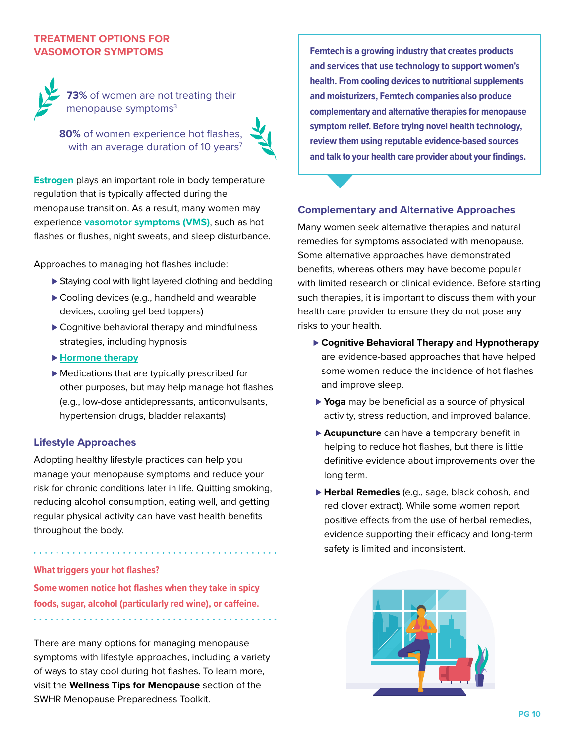## TREATMENT OPTIONS FOR VASOMOTOR SYMPTOMS

**73%** of women are not treating their menopause symptoms[3]

**80%** of women experience hot flashes, with an average duration of 10 years[7]

**Estrogen** plays an important role in body temperature regulation that is typically affected during the menopause transition. As a result, many women may experience **vasomotor symptoms (VMS)**, such as hot flashes or flushes, night sweats, and sleep disturbance.

Approaches to managing hot flashes include:

- Staying cool with light layered clothing and bedding
- Cooling devices (e.g., handheld and wearable devices, cooling gel bed toppers)
- Cognitive behavioral therapy and mindfulness strategies, including hypnosis
- **Hormone therapy**
- Medications that are typically prescribed for other purposes, but may help manage hot flashes (e.g., low-dose antidepressants, anticonvulsants, hypertension drugs, bladder relaxants)

### Lifestyle Approaches

Adopting healthy lifestyle practices can help you manage your menopause symptoms and reduce your risk for chronic conditions later in life. Quitting smoking, reducing alcohol consumption, eating well, and getting regular physical activity can have vast health benefits throughout the body.

**What triggers your hot flashes?**

**Some women notice hot flashes when they take in spicy foods, sugar, alcohol (particularly red wine), or caffeine.**

There are many options for managing menopause symptoms with lifestyle approaches, including a variety of ways to stay cool during hot flashes. To learn more, visit the **Wellness Tips for Menopause** section of the SWHR Menopause Preparedness Toolkit.

**Femtech is a growing industry that creates products and services that use technology to support women's health. From cooling devices to nutritional supplements and moisturizers, Femtech companies also produce complementary and alternative therapies for menopause symptom relief. Before trying novel health technology, review them using reputable evidence-based sources and talk to your health care provider about your findings.**

### Complementary and Alternative Approaches

Many women seek alternative therapies and natural remedies for symptoms associated with menopause. Some alternative approaches have demonstrated benefits, whereas others may have become popular with limited research or clinical evidence. Before starting such therapies, it is important to discuss them with your health care provider to ensure they do not pose any risks to your health.

- **Cognitive Behavioral Therapy and Hypnotherapy** are evidence-based approaches that have helped some women reduce the incidence of hot flashes and improve sleep.
- **Yoga** may be beneficial as a source of physical activity, stress reduction, and improved balance.
- **Acupuncture** can have a temporary benefit in helping to reduce hot flashes, but there is little definitive evidence about improvements over the long term.
- **Herbal Remedies** (e.g., sage, black cohosh, and red clover extract). While some women report positive effects from the use of herbal remedies, evidence supporting their efficacy and long-term safety is limited and inconsistent.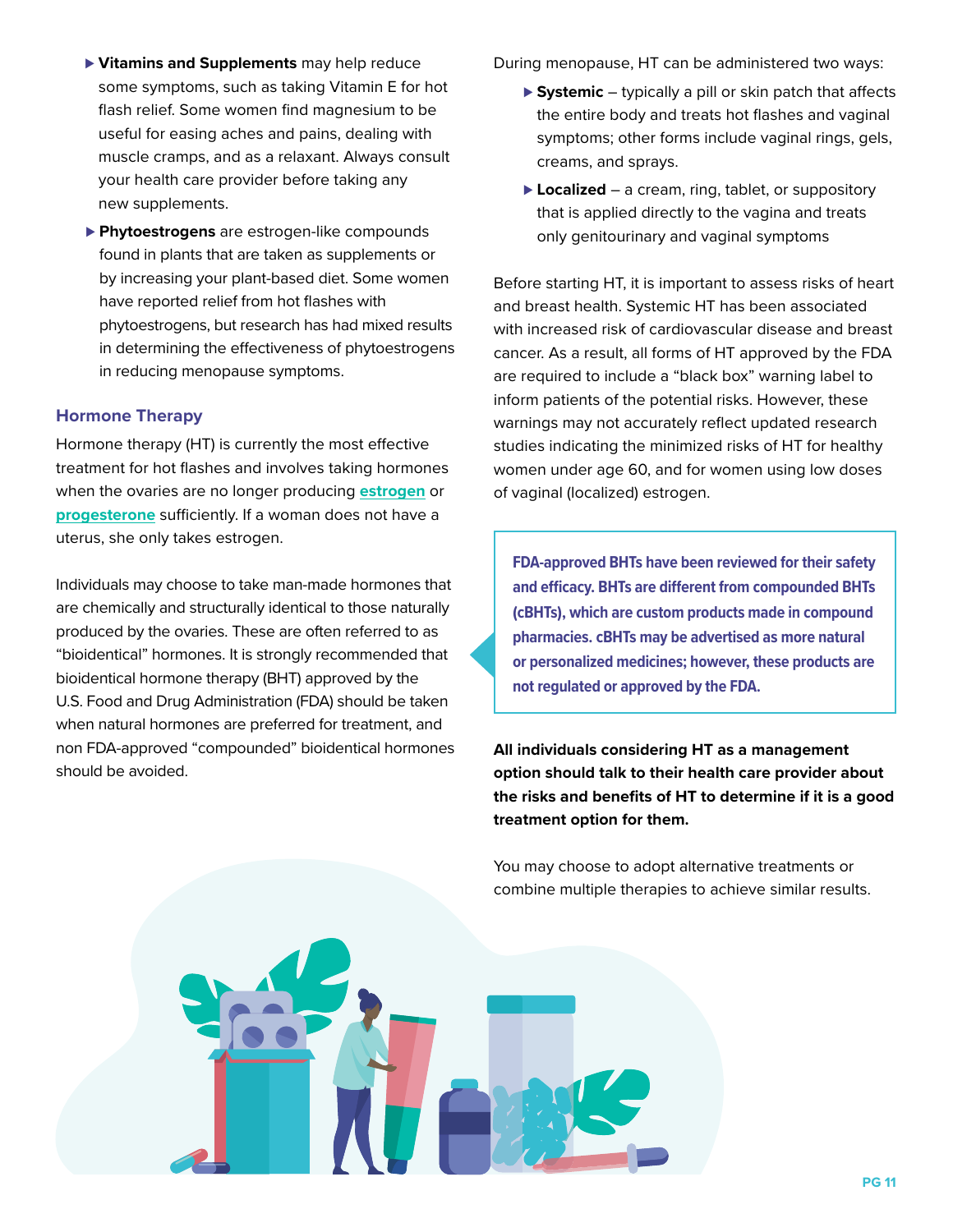- **Vitamins and Supplements** may help reduce some symptoms, such as taking Vitamin E for hot flash relief. Some women find magnesium to be useful for easing aches and pains, dealing with muscle cramps, and as a relaxant. Always consult your health care provider before taking any new supplements.
- **Phytoestrogens** are estrogen-like compounds found in plants that are taken as supplements or by increasing your plant-based diet. Some women have reported relief from hot flashes with phytoestrogens, but research has had mixed results in determining the effectiveness of phytoestrogens in reducing menopause symptoms.

## Hormone Therapy

Hormone therapy (HT) is currently the most effective treatment for hot flashes and involves taking hormones when the ovaries are no longer producing estrogen or progesterone sufficiently. If a woman does not have a uterus, she only takes estrogen.

Individuals may choose to take man-made hormones that are chemically and structurally identical to those naturally produced by the ovaries. These are often referred to as "bioidentical" hormones. It is strongly recommended that bioidentical hormone therapy (BHT) approved by the U.S. Food and Drug Administration (FDA) should be taken when natural hormones are preferred for treatment, and non FDA-approved "compounded" bioidentical hormones should be avoided.

During menopause, HT can be administered two ways:

- **Systemic** – typically a pill or skin patch that affects the entire body and treats hot flashes and vaginal symptoms; other forms include vaginal rings, gels, creams, and sprays.
- **Localized** – a cream, ring, tablet, or suppository that is applied directly to the vagina and treats only genitourinary and vaginal symptoms

Before starting HT, it is important to assess risks of heart and breast health. Systemic HT has been associated with increased risk of cardiovascular disease and breast cancer. As a result, all forms of HT approved by the FDA are required to include a "black box" warning label to inform patients of the potential risks. However, these warnings may not accurately reflect updated research studies indicating the minimized risks of HT for healthy women under age 60, and for women using low doses of vaginal (localized) estrogen.

**FDA-approved BHTs have been reviewed for their safety and efficacy. BHTs are different from compounded BHTs (cBHTs), which are custom products made in compound pharmacies. cBHTs may be advertised as more natural or personalized medicines; however, these products are not regulated or approved by the FDA.**

**All individuals considering HT as a management option should talk to their health care provider about the risks and benefits of HT to determine if it is a good treatment option for them.**

You may choose to adopt alternative treatments or combine multiple therapies to achieve similar results.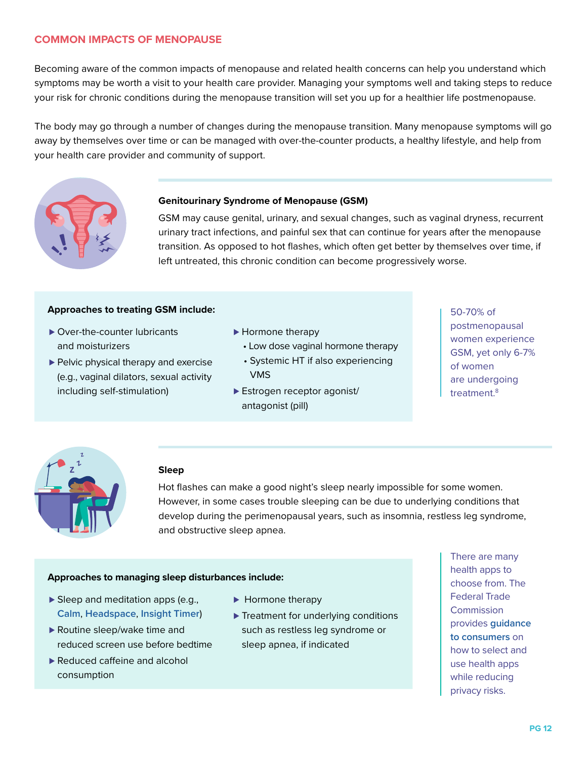## COMMON IMPACTS OF MENOPAUSE

Becoming aware of the common impacts of menopause and related health concerns can help you understand which symptoms may be worth a visit to your health care provider. Managing your symptoms well and taking steps to reduce your risk for chronic conditions during the menopause transition will set you up for a healthier life postmenopause.

The body may go through a number of changes during the menopause transition. Many menopause symptoms will go away by themselves over time or can be managed with over-the-counter products, a healthy lifestyle, and help from your health care provider and community of support.

### Genitourinary Syndrome of Menopause (GSM)

GSM may cause genital, urinary, and sexual changes, such as vaginal dryness, recurrent urinary tract infections, and painful sex that can continue for years after the menopause transition. As opposed to hot flashes, which often get better by themselves over time, if left untreated, this chronic condition can become progressively worse.

**Approaches to treating GSM include:**

- Over-the-counter lubricants and moisturizers
- Pelvic physical therapy and exercise (e.g., vaginal dilators, sexual activity including self-stimulation)
- Hormone therapy
  - Low dose vaginal hormone therapy
  - Systemic HT if also experiencing VMS
- Estrogen receptor agonist/antagonist (pill)

50-70% of postmenopausal women experience GSM, yet only 6-7% of women are undergoing treatment.[8]

### Sleep

Hot flashes can make a good night's sleep nearly impossible for some women. However, in some cases trouble sleeping can be due to underlying conditions that develop during the perimenopausal years, such as insomnia, restless leg syndrome, and obstructive sleep apnea.

**Approaches to managing sleep disturbances include:**

- Sleep and meditation apps (e.g., Calm, Headspace, Insight Timer)
- Routine sleep/wake time and reduced screen use before bedtime
- Reduced caffeine and alcohol consumption
- Hormone therapy
- Treatment for underlying conditions such as restless leg syndrome or sleep apnea, if indicated

There are many health apps to choose from. The Federal Trade Commission provides guidance to consumers on how to select and use health apps while reducing privacy risks.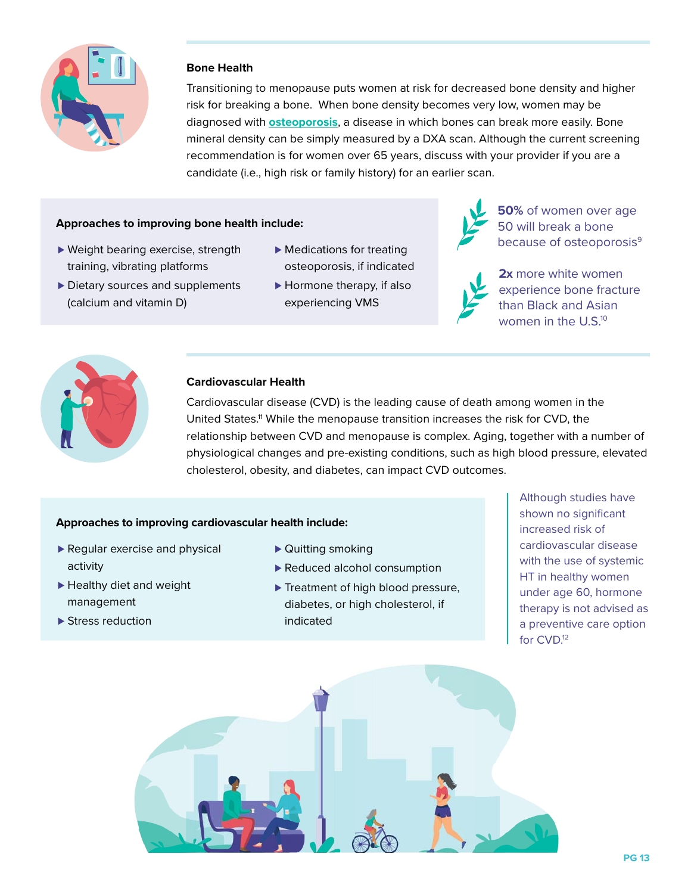## Bone Health

Transitioning to menopause puts women at risk for decreased bone density and higher risk for breaking a bone. When bone density becomes very low, women may be diagnosed with **osteoporosis**, a disease in which bones can break more easily. Bone mineral density can be simply measured by a DXA scan. Although the current screening recommendation is for women over 65 years, discuss with your provider if you are a candidate (i.e., high risk or family history) for an earlier scan.

**Approaches to improving bone health include:**

- Weight bearing exercise, strength training, vibrating platforms
- Dietary sources and supplements (calcium and vitamin D)
- Medications for treating osteoporosis, if indicated
- Hormone therapy, if also experiencing VMS

**50%** of women over age 50 will break a bone because of osteoporosis[9]

**2x** more white women experience bone fracture than Black and Asian women in the U.S.[10]

## Cardiovascular Health

Cardiovascular disease (CVD) is the leading cause of death among women in the United States.[11] While the menopause transition increases the risk for CVD, the relationship between CVD and menopause is complex. Aging, together with a number of physiological changes and pre-existing conditions, such as high blood pressure, elevated cholesterol, obesity, and diabetes, can impact CVD outcomes.

**Approaches to improving cardiovascular health include:**

- Regular exercise and physical activity
- Healthy diet and weight management
- Stress reduction
- Quitting smoking
- Reduced alcohol consumption
- Treatment of high blood pressure, diabetes, or high cholesterol, if indicated

Although studies have shown no significant increased risk of cardiovascular disease with the use of systemic HT in healthy women under age 60, hormone therapy is not advised as a preventive care option for CVD.[12]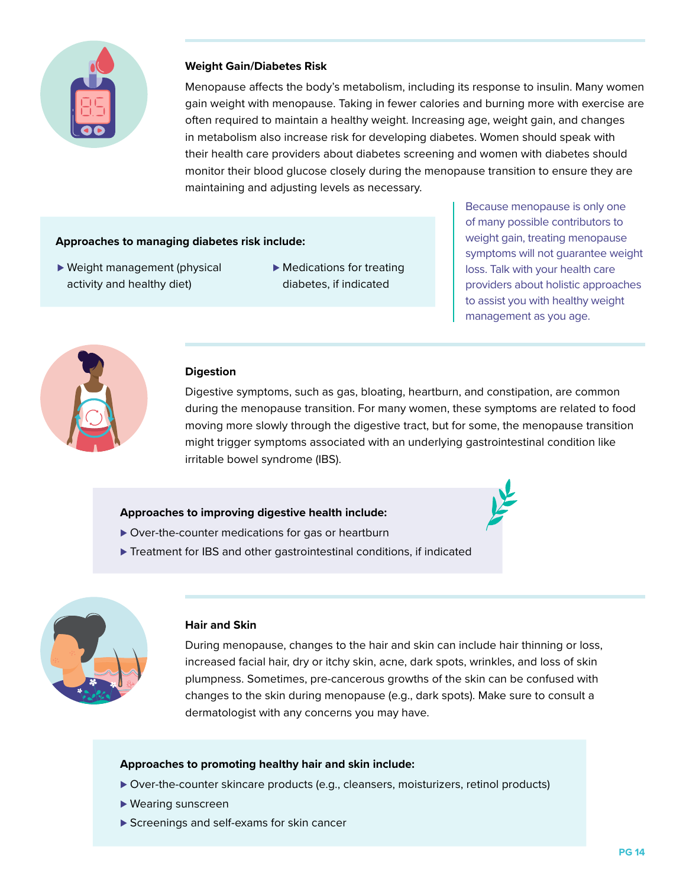### Weight Gain/Diabetes Risk

Menopause affects the body's metabolism, including its response to insulin. Many women gain weight with menopause. Taking in fewer calories and burning more with exercise are often required to maintain a healthy weight. Increasing age, weight gain, and changes in metabolism also increase risk for developing diabetes. Women should speak with their health care providers about diabetes screening and women with diabetes should monitor their blood glucose closely during the menopause transition to ensure they are maintaining and adjusting levels as necessary.

**Approaches to managing diabetes risk include:**

- Weight management (physical activity and healthy diet)
- Medications for treating diabetes, if indicated

Because menopause is only one of many possible contributors to weight gain, treating menopause symptoms will not guarantee weight loss. Talk with your health care providers about holistic approaches to assist you with healthy weight management as you age.

### Digestion

Digestive symptoms, such as gas, bloating, heartburn, and constipation, are common during the menopause transition. For many women, these symptoms are related to food moving more slowly through the digestive tract, but for some, the menopause transition might trigger symptoms associated with an underlying gastrointestinal condition like irritable bowel syndrome (IBS).

**Approaches to improving digestive health include:**

- Over-the-counter medications for gas or heartburn
- Treatment for IBS and other gastrointestinal conditions, if indicated

### Hair and Skin

During menopause, changes to the hair and skin can include hair thinning or loss, increased facial hair, dry or itchy skin, acne, dark spots, wrinkles, and loss of skin plumpness. Sometimes, pre-cancerous growths of the skin can be confused with changes to the skin during menopause (e.g., dark spots). Make sure to consult a dermatologist with any concerns you may have.

**Approaches to promoting healthy hair and skin include:**

- Over-the-counter skincare products (e.g., cleansers, moisturizers, retinol products)
- Wearing sunscreen
- Screenings and self-exams for skin cancer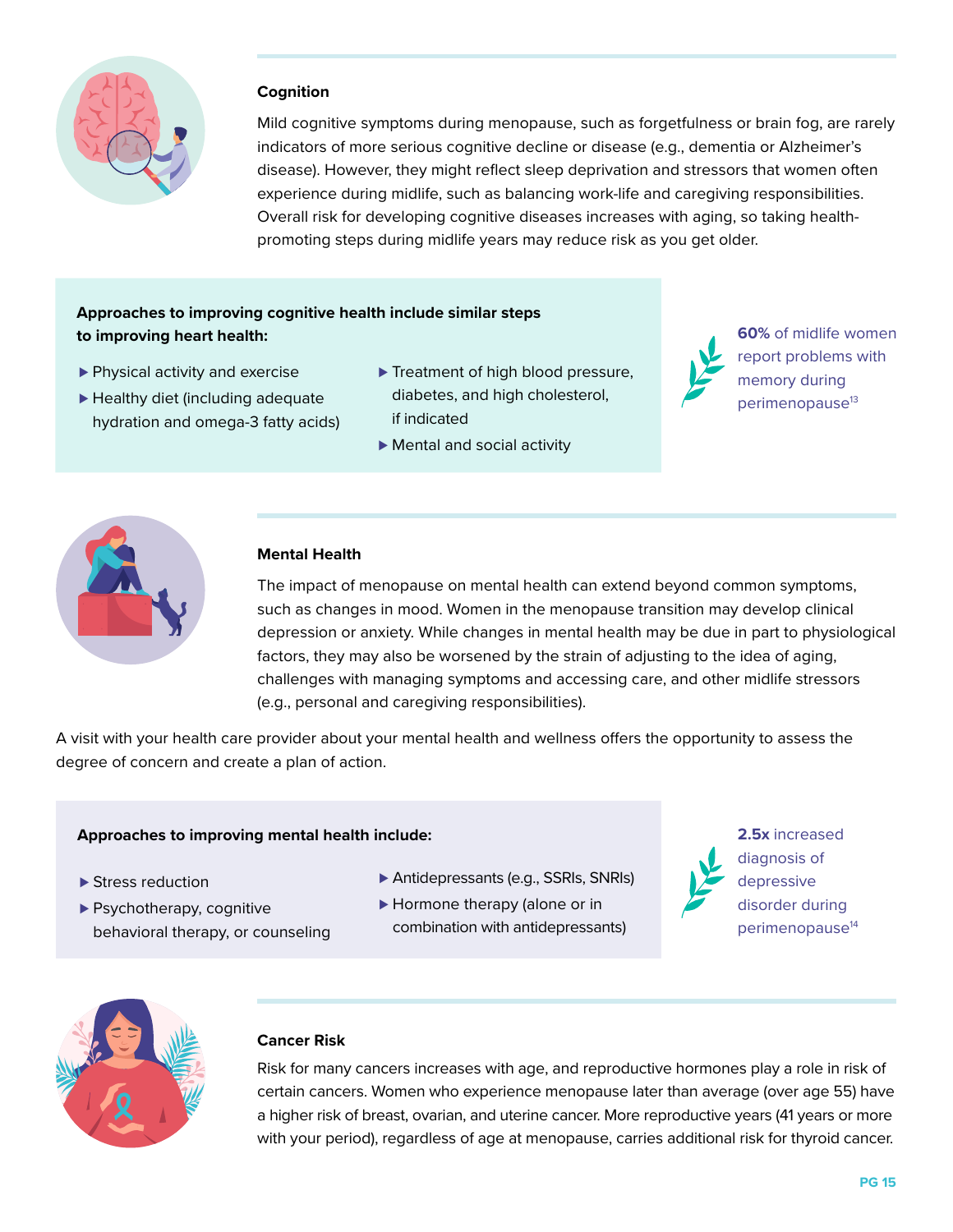### Cognition

Mild cognitive symptoms during menopause, such as forgetfulness or brain fog, are rarely indicators of more serious cognitive decline or disease (e.g., dementia or Alzheimer's disease). However, they might reflect sleep deprivation and stressors that women often experience during midlife, such as balancing work-life and caregiving responsibilities. Overall risk for developing cognitive diseases increases with aging, so taking health-promoting steps during midlife years may reduce risk as you get older.

**Approaches to improving cognitive health include similar steps to improving heart health:**

- Physical activity and exercise
- Healthy diet (including adequate hydration and omega-3 fatty acids)
- Treatment of high blood pressure, diabetes, and high cholesterol, if indicated
- Mental and social activity

**60%** of midlife women report problems with memory during perimenopause[13]

### Mental Health

The impact of menopause on mental health can extend beyond common symptoms, such as changes in mood. Women in the menopause transition may develop clinical depression or anxiety. While changes in mental health may be due in part to physiological factors, they may also be worsened by the strain of adjusting to the idea of aging, challenges with managing symptoms and accessing care, and other midlife stressors (e.g., personal and caregiving responsibilities).

A visit with your health care provider about your mental health and wellness offers the opportunity to assess the degree of concern and create a plan of action.

**Approaches to improving mental health include:**

- Stress reduction
- Psychotherapy, cognitive behavioral therapy, or counseling
- Antidepressants (e.g., SSRIs, SNRIs)
- Hormone therapy (alone or in combination with antidepressants)

**2.5x** increased diagnosis of depressive disorder during perimenopause[14]

### Cancer Risk

Risk for many cancers increases with age, and reproductive hormones play a role in risk of certain cancers. Women who experience menopause later than average (over age 55) have a higher risk of breast, ovarian, and uterine cancer. More reproductive years (41 years or more with your period), regardless of age at menopause, carries additional risk for thyroid cancer.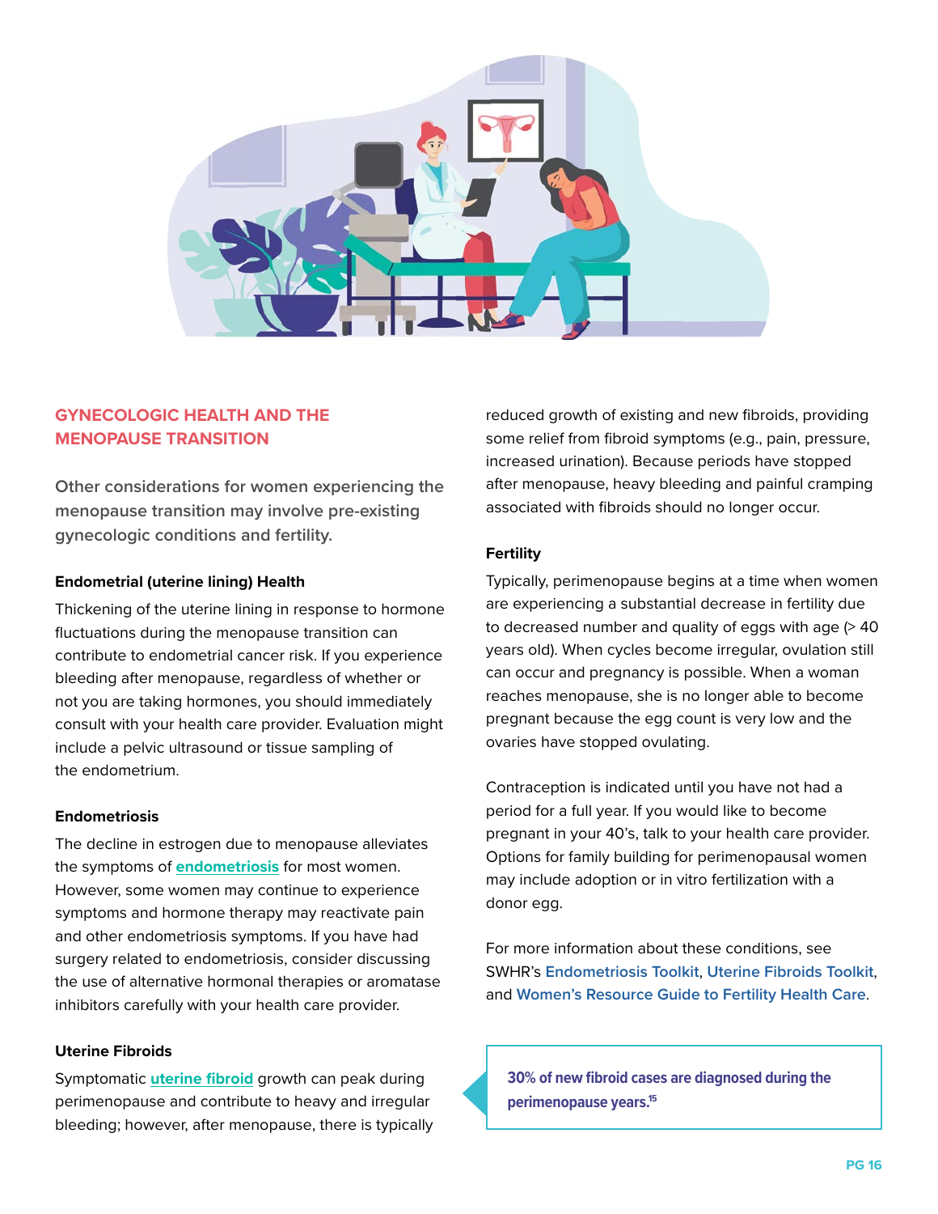## GYNECOLOGIC HEALTH AND THE MENOPAUSE TRANSITION

Other considerations for women experiencing the menopause transition may involve pre-existing gynecologic conditions and fertility.

### Endometrial (uterine lining) Health

Thickening of the uterine lining in response to hormone fluctuations during the menopause transition can contribute to endometrial cancer risk. If you experience bleeding after menopause, regardless of whether or not you are taking hormones, you should immediately consult with your health care provider. Evaluation might include a pelvic ultrasound or tissue sampling of the endometrium.

### Endometriosis

The decline in estrogen due to menopause alleviates the symptoms of **endometriosis** for most women. However, some women may continue to experience symptoms and hormone therapy may reactivate pain and other endometriosis symptoms. If you have had surgery related to endometriosis, consider discussing the use of alternative hormonal therapies or aromatase inhibitors carefully with your health care provider.

### Uterine Fibroids

Symptomatic **uterine fibroid** growth can peak during perimenopause and contribute to heavy and irregular bleeding; however, after menopause, there is typically reduced growth of existing and new fibroids, providing some relief from fibroid symptoms (e.g., pain, pressure, increased urination). Because periods have stopped after menopause, heavy bleeding and painful cramping associated with fibroids should no longer occur.

### Fertility

Typically, perimenopause begins at a time when women are experiencing a substantial decrease in fertility due to decreased number and quality of eggs with age (> 40 years old). When cycles become irregular, ovulation still can occur and pregnancy is possible. When a woman reaches menopause, she is no longer able to become pregnant because the egg count is very low and the ovaries have stopped ovulating.

Contraception is indicated until you have not had a period for a full year. If you would like to become pregnant in your 40's, talk to your health care provider. Options for family building for perimenopausal women may include adoption or in vitro fertilization with a donor egg.

For more information about these conditions, see SWHR's Endometriosis Toolkit, Uterine Fibroids Toolkit, and Women's Resource Guide to Fertility Health Care.

**30% of new fibroid cases are diagnosed during the perimenopause years.[15]**